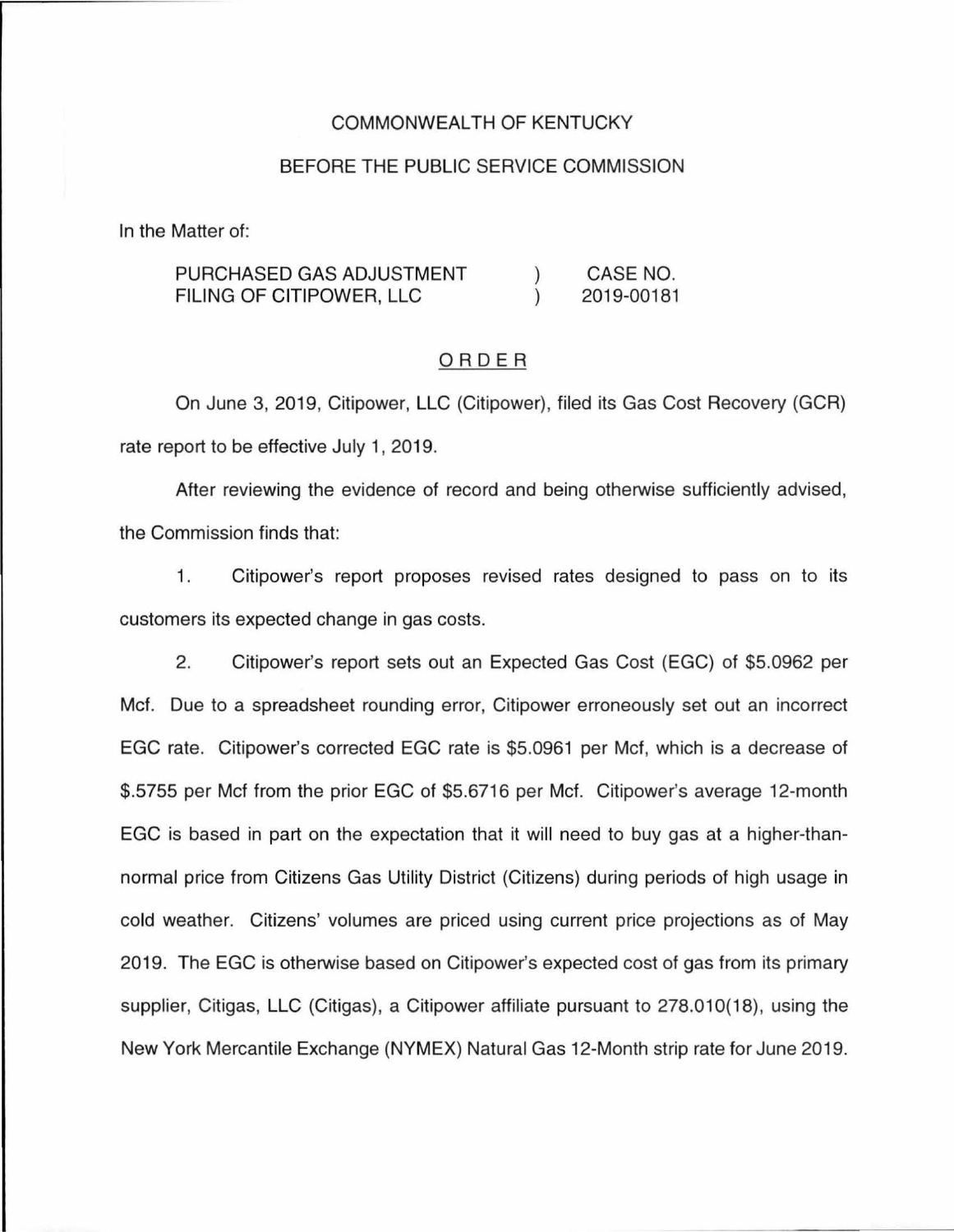COMMONWEALTH OF KENTUCKY

BEFORE THE PUBLIC SERVICE COMMISSION

In the Matter of:

| | | |
|---|---|---|
| PURCHASED GAS ADJUSTMENT FILING OF CITIPOWER, LLC | ) ) | CASE NO. 2019-00181 |

ORDER

On June 3, 2019, Citipower, LLC (Citipower), filed its Gas Cost Recovery (GCR) rate report to be effective July 1, 2019.

After reviewing the evidence of record and being otherwise sufficiently advised, the Commission finds that:

1. Citipower's report proposes revised rates designed to pass on to its customers its expected change in gas costs.

2. Citipower's report sets out an Expected Gas Cost (EGC) of $5.0962 per Mcf. Due to a spreadsheet rounding error, Citipower erroneously set out an incorrect EGC rate. Citipower's corrected EGC rate is $5.0961 per Mcf, which is a decrease of $.5755 per Mcf from the prior EGC of $5.6716 per Mcf. Citipower's average 12-month EGC is based in part on the expectation that it will need to buy gas at a higher-than-normal price from Citizens Gas Utility District (Citizens) during periods of high usage in cold weather. Citizens' volumes are priced using current price projections as of May 2019. The EGC is otherwise based on Citipower's expected cost of gas from its primary supplier, Citigas, LLC (Citigas), a Citipower affiliate pursuant to 278.010(18), using the New York Mercantile Exchange (NYMEX) Natural Gas 12-Month strip rate for June 2019.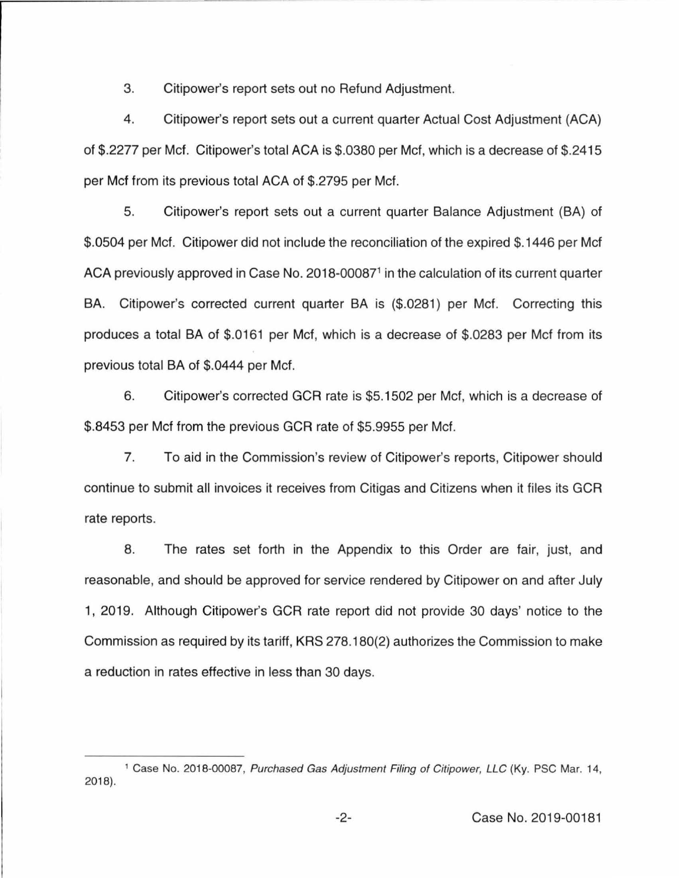3. Citipower's report sets out no Refund Adjustment.

4. Citipower's report sets out a current quarter Actual Cost Adjustment (ACA) of $.2277 per Mcf. Citipower's total ACA is $.0380 per Mcf, which is a decrease of $.2415 per Mcf from its previous total ACA of $.2795 per Mcf.

5. Citipower's report sets out a current quarter Balance Adjustment (BA) of $.0504 per Mcf. Citipower did not include the reconciliation of the expired $.1446 per Mcf ACA previously approved in Case No. 2018-00087[1] in the calculation of its current quarter BA. Citipower's corrected current quarter BA is ($.0281) per Mcf. Correcting this produces a total BA of $.0161 per Mcf, which is a decrease of $.0283 per Mcf from its previous total BA of $.0444 per Mcf.

6. Citipower's corrected GCR rate is $5.1502 per Mcf, which is a decrease of $.8453 per Mcf from the previous GCR rate of $5.9955 per Mcf.

7. To aid in the Commission's review of Citipower's reports, Citipower should continue to submit all invoices it receives from Citigas and Citizens when it files its GCR rate reports.

8. The rates set forth in the Appendix to this Order are fair, just, and reasonable, and should be approved for service rendered by Citipower on and after July 1, 2019. Although Citipower's GCR rate report did not provide 30 days' notice to the Commission as required by its tariff, KRS 278.180(2) authorizes the Commission to make a reduction in rates effective in less than 30 days.

---

[1] Case No. 2018-00087, *Purchased Gas Adjustment Filing of Citipower, LLC* (Ky. PSC Mar. 14, 2018).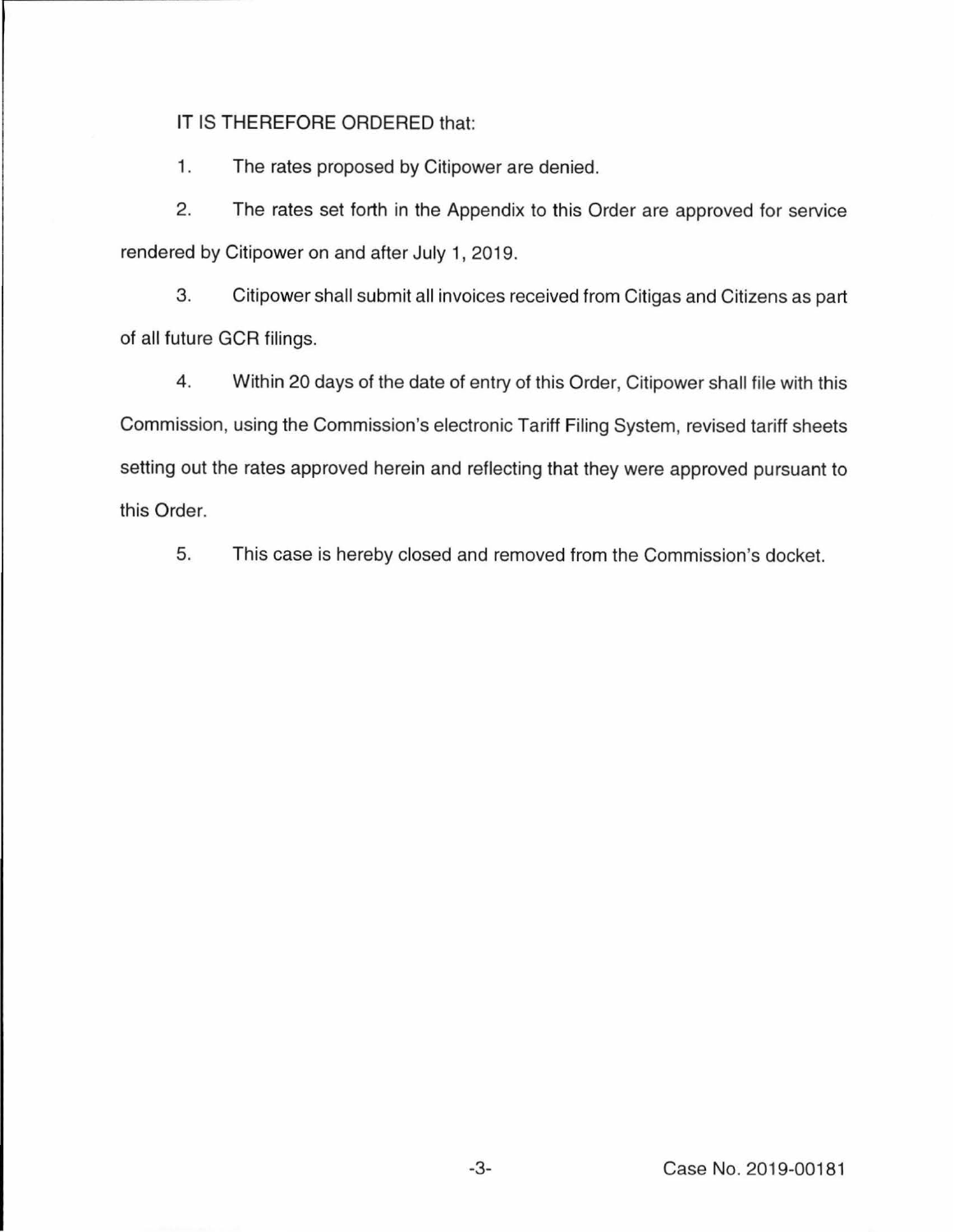IT IS THEREFORE ORDERED that:

1. The rates proposed by Citipower are denied.

2. The rates set forth in the Appendix to this Order are approved for service rendered by Citipower on and after July 1, 2019.

3. Citipower shall submit all invoices received from Citigas and Citizens as part of all future GCR filings.

4. Within 20 days of the date of entry of this Order, Citipower shall file with this Commission, using the Commission's electronic Tariff Filing System, revised tariff sheets setting out the rates approved herein and reflecting that they were approved pursuant to this Order.

5. This case is hereby closed and removed from the Commission's docket.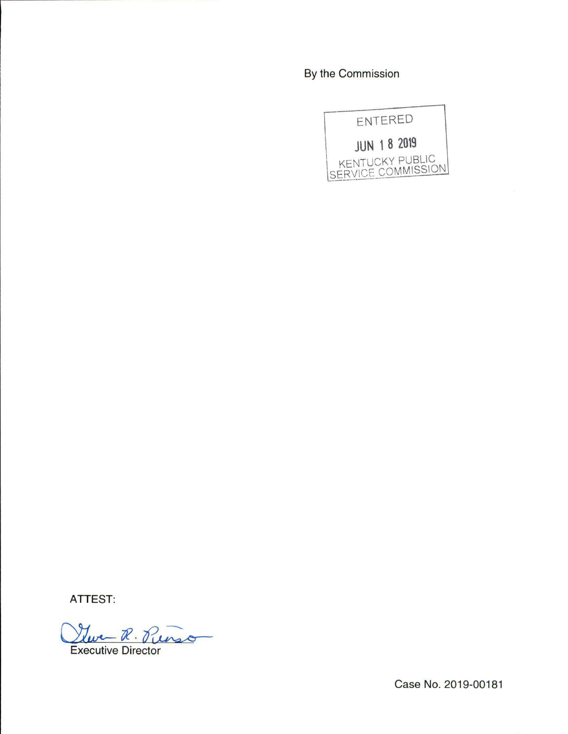By the Commission

ENTERED

JUN 18 2019

KENTUCKY PUBLIC SERVICE COMMISSION

ATTEST:

Executive Director

Case No. 2019-00181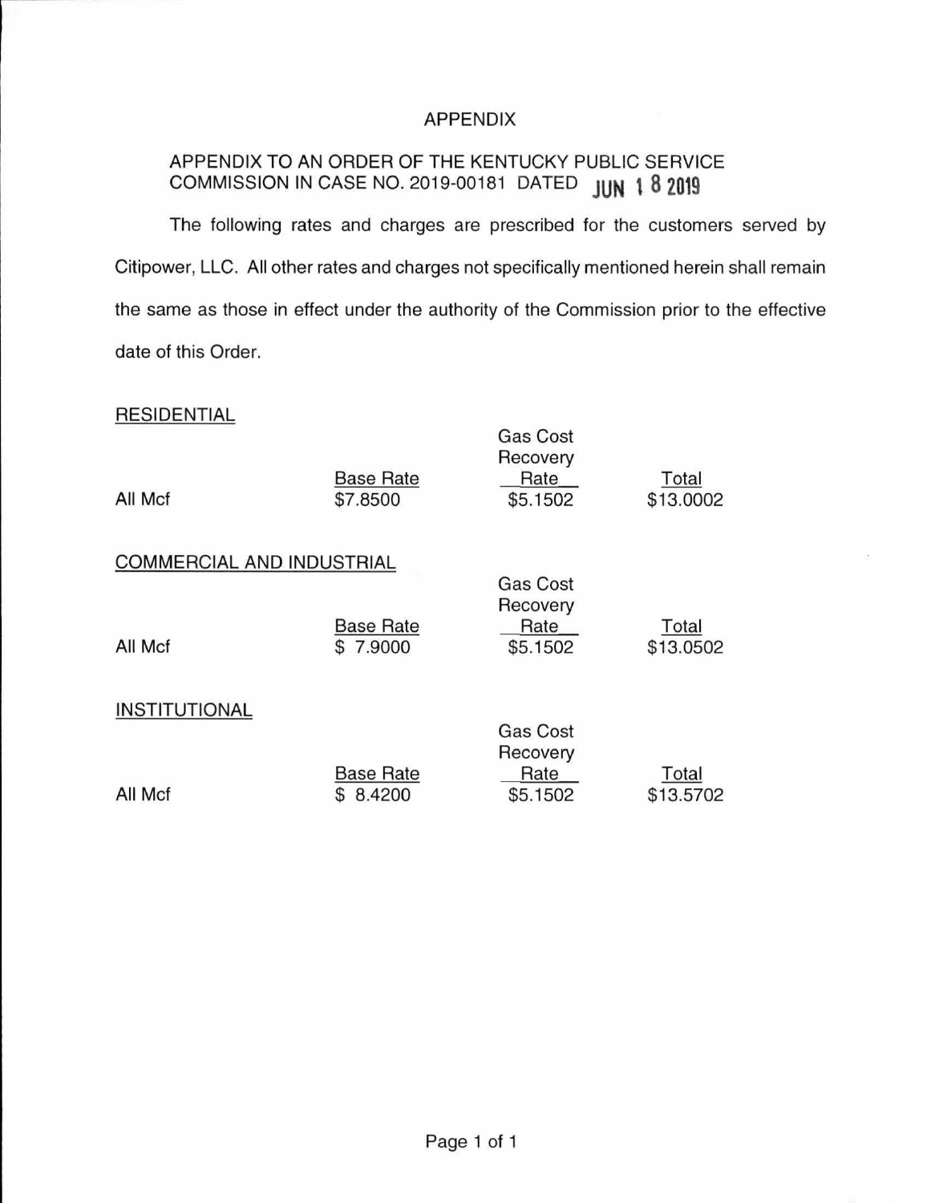# APPENDIX

APPENDIX TO AN ORDER OF THE KENTUCKY PUBLIC SERVICE COMMISSION IN CASE NO. 2019-00181 DATED JUN 18 2019

The following rates and charges are prescribed for the customers served by Citipower, LLC. All other rates and charges not specifically mentioned herein shall remain the same as those in effect under the authority of the Commission prior to the effective date of this Order.

RESIDENTIAL

| | Base Rate | Gas Cost Recovery Rate | Total |
|---|---|---|---|
| All Mcf | $7.8500 | $5.1502 | $13.0002 |

COMMERCIAL AND INDUSTRIAL

| | Base Rate | Gas Cost Recovery Rate | Total |
|---|---|---|---|
| All Mcf | $ 7.9000 | $5.1502 | $13.0502 |

INSTITUTIONAL

| | Base Rate | Gas Cost Recovery Rate | Total |
|---|---|---|---|
| All Mcf | $ 8.4200 | $5.1502 | $13.5702 |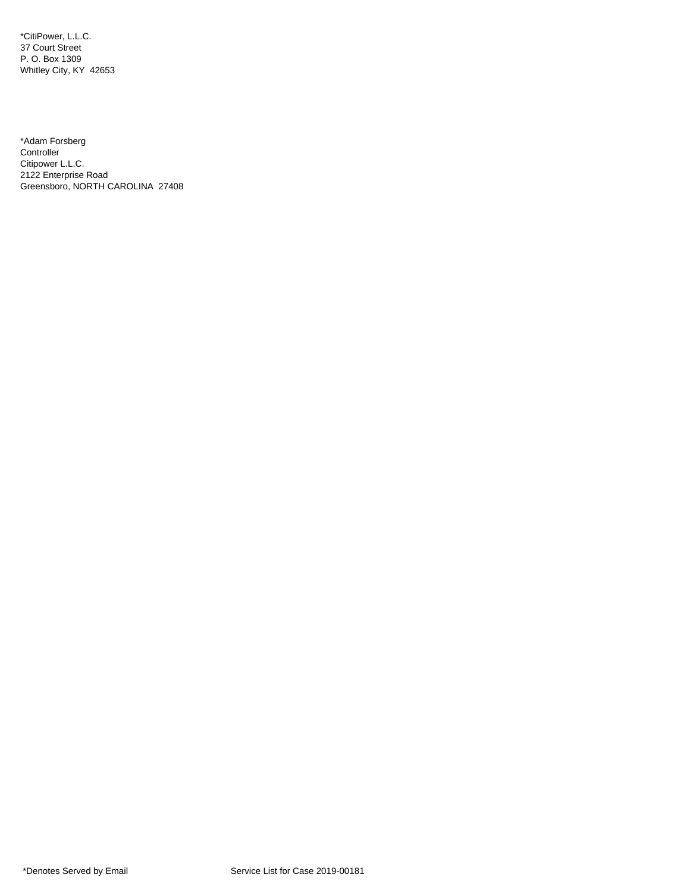*CitiPower, L.L.C.
37 Court Street
P. O. Box 1309
Whitley City, KY  42653

*Adam Forsberg
Controller
Citipower L.L.C.
2122 Enterprise Road
Greensboro, NORTH CAROLINA  27408

*Denotes Served by Email

Service List for Case 2019-00181